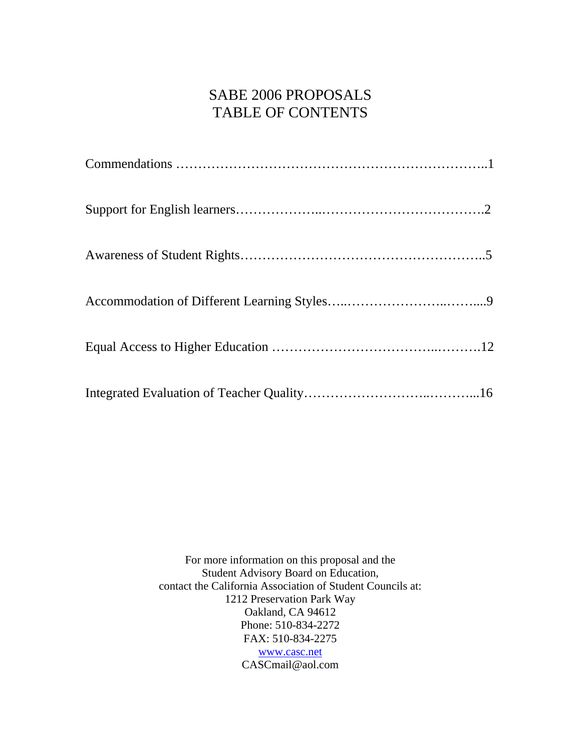# SABE 2006 PROPOSALS
# TABLE OF CONTENTS

Commendations …………………………………………………………..1

Support for English learners………………..……………………………….2

Awareness of Student Rights………………………………………………..5

Accommodation of Different Learning Styles…..…………………..……...9

Equal Access to Higher Education ……………………………..……….12

Integrated Evaluation of Teacher Quality……………………..………...16

For more information on this proposal and the
Student Advisory Board on Education,
contact the California Association of Student Councils at:
1212 Preservation Park Way
Oakland, CA 94612
Phone: 510-834-2272
FAX: 510-834-2275
www.casc.net
CASCmail@aol.com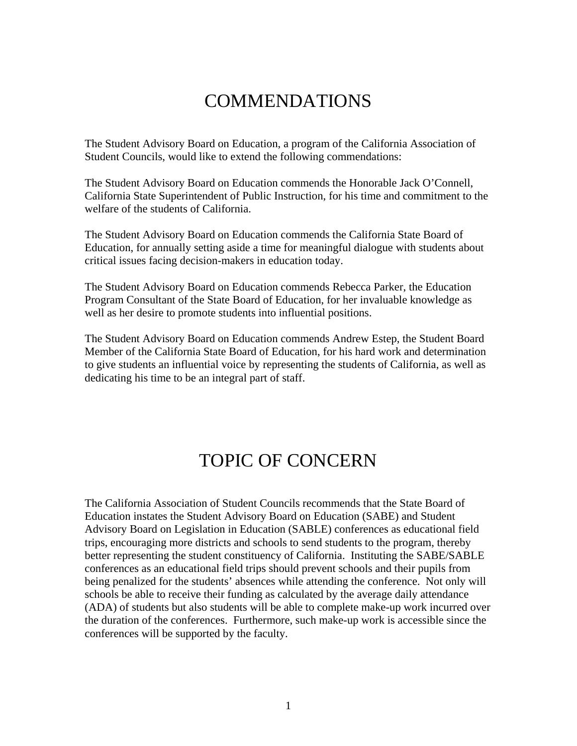# COMMENDATIONS

The Student Advisory Board on Education, a program of the California Association of Student Councils, would like to extend the following commendations:

The Student Advisory Board on Education commends the Honorable Jack O'Connell, California State Superintendent of Public Instruction, for his time and commitment to the welfare of the students of California.

The Student Advisory Board on Education commends the California State Board of Education, for annually setting aside a time for meaningful dialogue with students about critical issues facing decision-makers in education today.

The Student Advisory Board on Education commends Rebecca Parker, the Education Program Consultant of the State Board of Education, for her invaluable knowledge as well as her desire to promote students into influential positions.

The Student Advisory Board on Education commends Andrew Estep, the Student Board Member of the California State Board of Education, for his hard work and determination to give students an influential voice by representing the students of California, as well as dedicating his time to be an integral part of staff.

# TOPIC OF CONCERN

The California Association of Student Councils recommends that the State Board of Education instates the Student Advisory Board on Education (SABE) and Student Advisory Board on Legislation in Education (SABLE) conferences as educational field trips, encouraging more districts and schools to send students to the program, thereby better representing the student constituency of California. Instituting the SABE/SABLE conferences as an educational field trips should prevent schools and their pupils from being penalized for the students' absences while attending the conference. Not only will schools be able to receive their funding as calculated by the average daily attendance (ADA) of students but also students will be able to complete make-up work incurred over the duration of the conferences. Furthermore, such make-up work is accessible since the conferences will be supported by the faculty.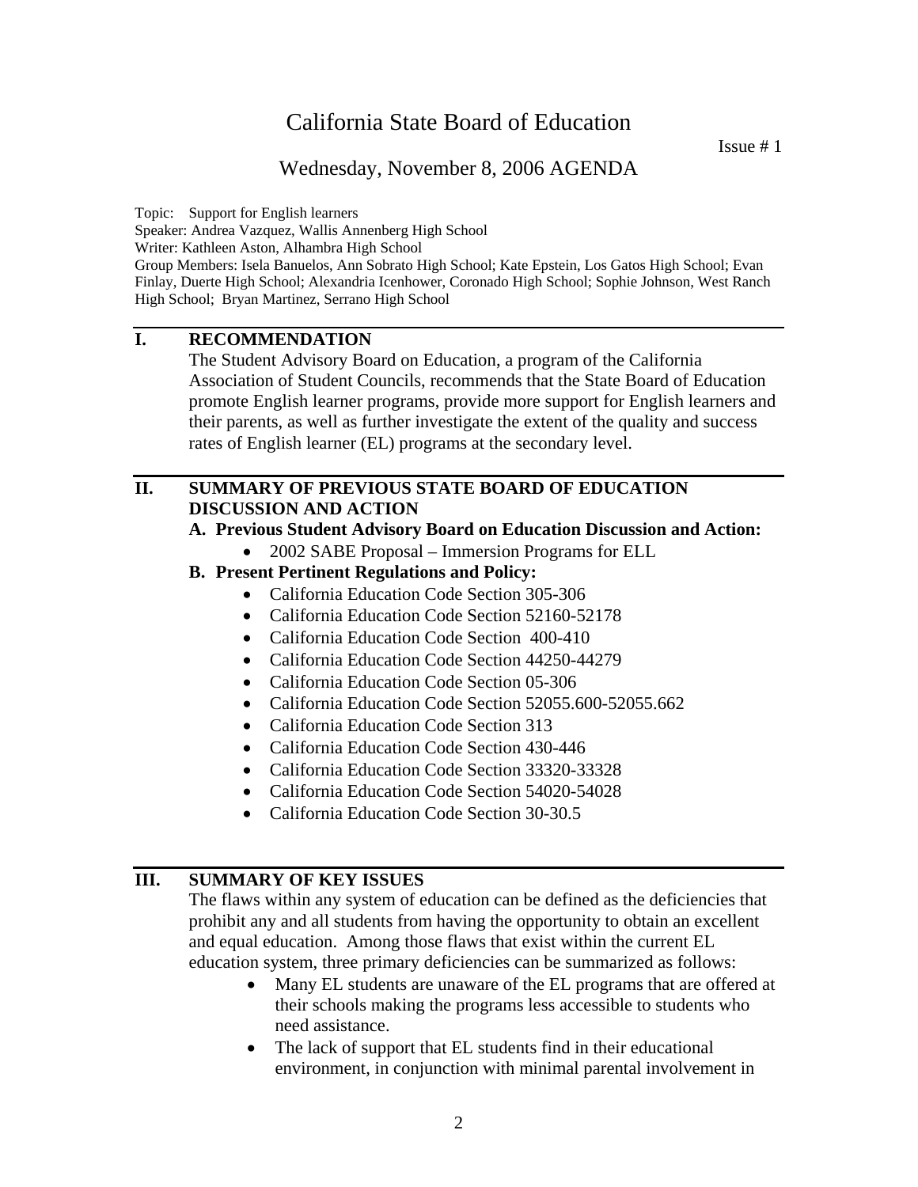# California State Board of Education

Issue # 1

## Wednesday, November 8, 2006 AGENDA

Topic: Support for English learners
Speaker: Andrea Vazquez, Wallis Annenberg High School
Writer: Kathleen Aston, Alhambra High School
Group Members: Isela Banuelos, Ann Sobrato High School; Kate Epstein, Los Gatos High School; Evan Finlay, Duerte High School; Alexandria Icenhower, Coronado High School; Sophie Johnson, West Ranch High School; Bryan Martinez, Serrano High School

## I. RECOMMENDATION

The Student Advisory Board on Education, a program of the California Association of Student Councils, recommends that the State Board of Education promote English learner programs, provide more support for English learners and their parents, as well as further investigate the extent of the quality and success rates of English learner (EL) programs at the secondary level.

## II. SUMMARY OF PREVIOUS STATE BOARD OF EDUCATION DISCUSSION AND ACTION

**A. Previous Student Advisory Board on Education Discussion and Action:**

- 2002 SABE Proposal – Immersion Programs for ELL

**B. Present Pertinent Regulations and Policy:**

- California Education Code Section 305-306
- California Education Code Section 52160-52178
- California Education Code Section 400-410
- California Education Code Section 44250-44279
- California Education Code Section 05-306
- California Education Code Section 52055.600-52055.662
- California Education Code Section 313
- California Education Code Section 430-446
- California Education Code Section 33320-33328
- California Education Code Section 54020-54028
- California Education Code Section 30-30.5

## III. SUMMARY OF KEY ISSUES

The flaws within any system of education can be defined as the deficiencies that prohibit any and all students from having the opportunity to obtain an excellent and equal education. Among those flaws that exist within the current EL education system, three primary deficiencies can be summarized as follows:

- Many EL students are unaware of the EL programs that are offered at their schools making the programs less accessible to students who need assistance.
- The lack of support that EL students find in their educational environment, in conjunction with minimal parental involvement in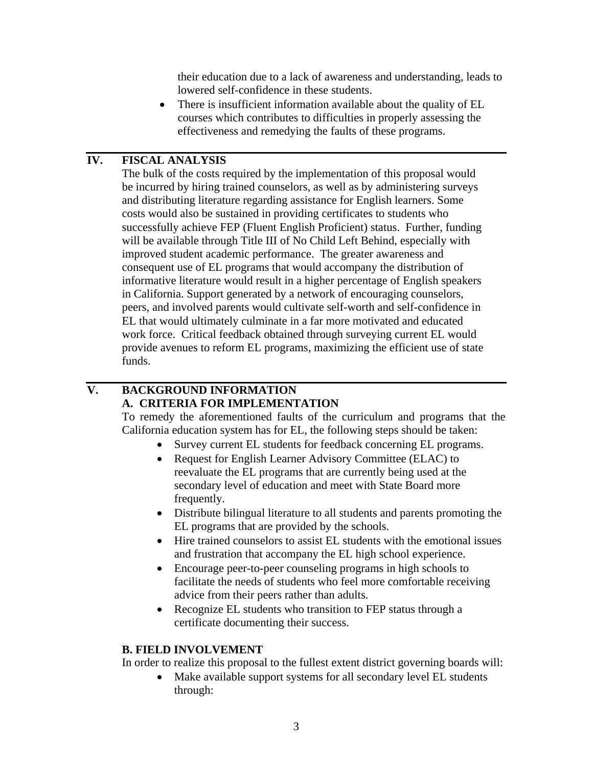their education due to a lack of awareness and understanding, leads to lowered self-confidence in these students.

- There is insufficient information available about the quality of EL courses which contributes to difficulties in properly assessing the effectiveness and remedying the faults of these programs.

## IV. FISCAL ANALYSIS

The bulk of the costs required by the implementation of this proposal would be incurred by hiring trained counselors, as well as by administering surveys and distributing literature regarding assistance for English learners. Some costs would also be sustained in providing certificates to students who successfully achieve FEP (Fluent English Proficient) status. Further, funding will be available through Title III of No Child Left Behind, especially with improved student academic performance. The greater awareness and consequent use of EL programs that would accompany the distribution of informative literature would result in a higher percentage of English speakers in California. Support generated by a network of encouraging counselors, peers, and involved parents would cultivate self-worth and self-confidence in EL that would ultimately culminate in a far more motivated and educated work force. Critical feedback obtained through surveying current EL would provide avenues to reform EL programs, maximizing the efficient use of state funds.

## V. BACKGROUND INFORMATION

### A. CRITERIA FOR IMPLEMENTATION

To remedy the aforementioned faults of the curriculum and programs that the California education system has for EL, the following steps should be taken:

- Survey current EL students for feedback concerning EL programs.
- Request for English Learner Advisory Committee (ELAC) to reevaluate the EL programs that are currently being used at the secondary level of education and meet with State Board more frequently.
- Distribute bilingual literature to all students and parents promoting the EL programs that are provided by the schools.
- Hire trained counselors to assist EL students with the emotional issues and frustration that accompany the EL high school experience.
- Encourage peer-to-peer counseling programs in high schools to facilitate the needs of students who feel more comfortable receiving advice from their peers rather than adults.
- Recognize EL students who transition to FEP status through a certificate documenting their success.

### B. FIELD INVOLVEMENT

In order to realize this proposal to the fullest extent district governing boards will:

- Make available support systems for all secondary level EL students through: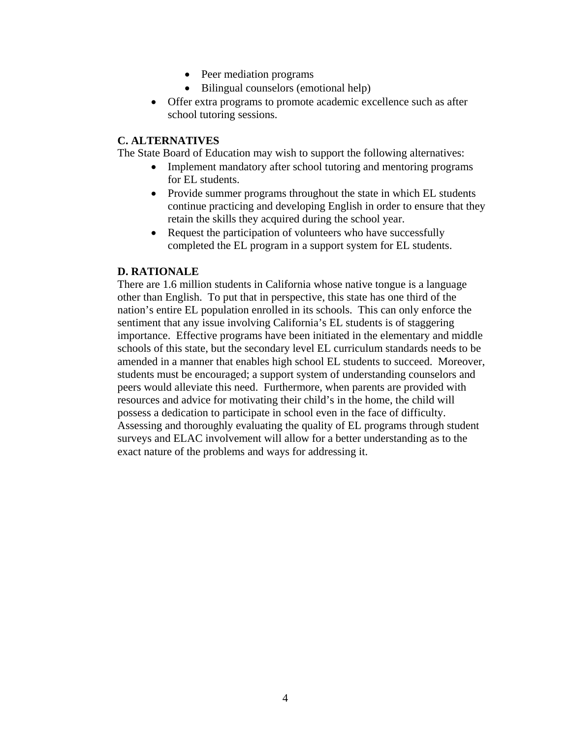- Peer mediation programs
- Bilingual counselors (emotional help)

- Offer extra programs to promote academic excellence such as after school tutoring sessions.

**C. ALTERNATIVES**

The State Board of Education may wish to support the following alternatives:

- Implement mandatory after school tutoring and mentoring programs for EL students.
- Provide summer programs throughout the state in which EL students continue practicing and developing English in order to ensure that they retain the skills they acquired during the school year.
- Request the participation of volunteers who have successfully completed the EL program in a support system for EL students.

**D. RATIONALE**

There are 1.6 million students in California whose native tongue is a language other than English. To put that in perspective, this state has one third of the nation's entire EL population enrolled in its schools. This can only enforce the sentiment that any issue involving California's EL students is of staggering importance. Effective programs have been initiated in the elementary and middle schools of this state, but the secondary level EL curriculum standards needs to be amended in a manner that enables high school EL students to succeed. Moreover, students must be encouraged; a support system of understanding counselors and peers would alleviate this need. Furthermore, when parents are provided with resources and advice for motivating their child's in the home, the child will possess a dedication to participate in school even in the face of difficulty. Assessing and thoroughly evaluating the quality of EL programs through student surveys and ELAC involvement will allow for a better understanding as to the exact nature of the problems and ways for addressing it.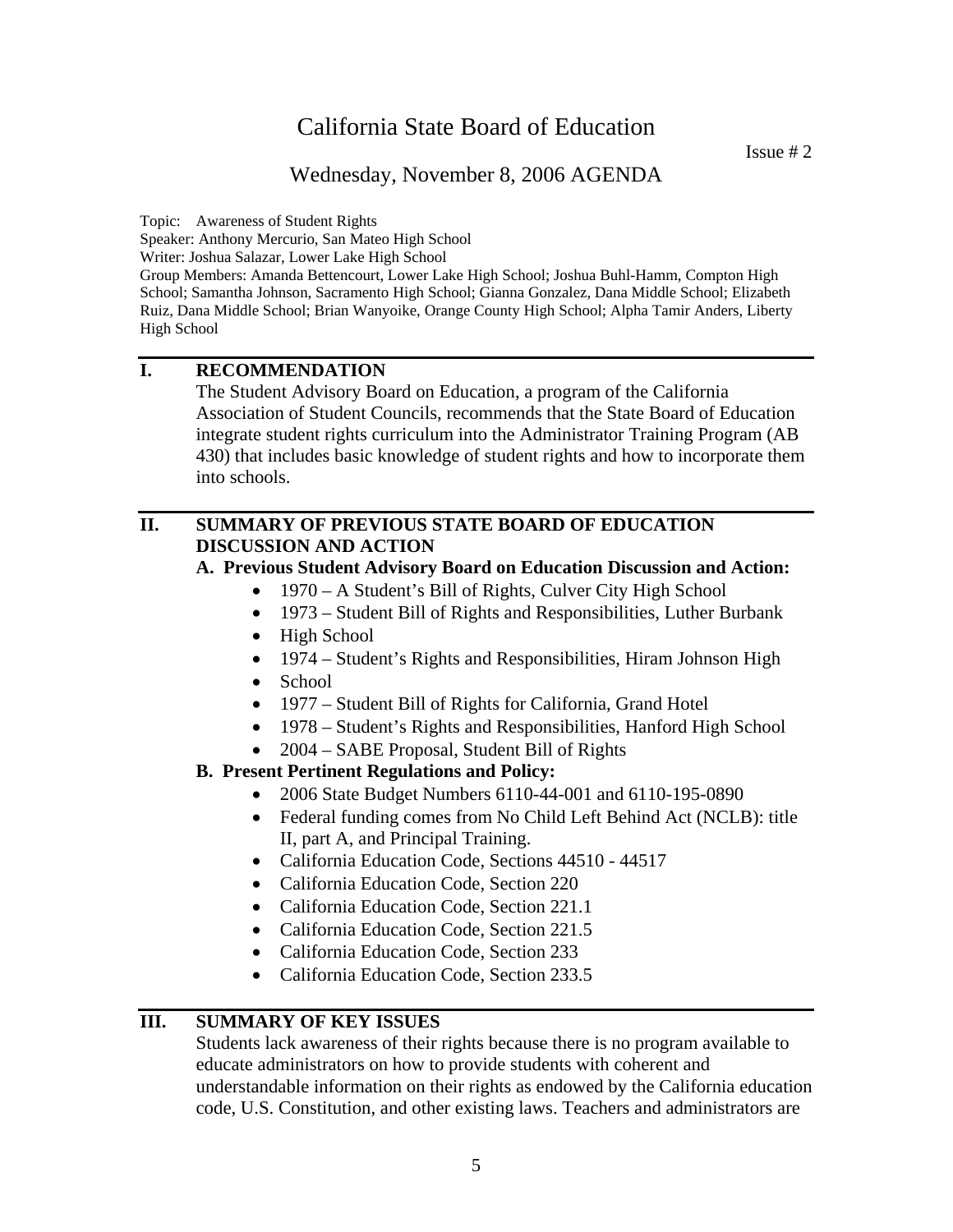# California State Board of Education

Issue # 2

## Wednesday, November 8, 2006 AGENDA

Topic: Awareness of Student Rights
Speaker: Anthony Mercurio, San Mateo High School
Writer: Joshua Salazar, Lower Lake High School
Group Members: Amanda Bettencourt, Lower Lake High School; Joshua Buhl-Hamm, Compton High School; Samantha Johnson, Sacramento High School; Gianna Gonzalez, Dana Middle School; Elizabeth Ruiz, Dana Middle School; Brian Wanyoike, Orange County High School; Alpha Tamir Anders, Liberty High School

---

## I. RECOMMENDATION

The Student Advisory Board on Education, a program of the California Association of Student Councils, recommends that the State Board of Education integrate student rights curriculum into the Administrator Training Program (AB 430) that includes basic knowledge of student rights and how to incorporate them into schools.

---

## II. SUMMARY OF PREVIOUS STATE BOARD OF EDUCATION DISCUSSION AND ACTION

**A. Previous Student Advisory Board on Education Discussion and Action:**

- 1970 – A Student's Bill of Rights, Culver City High School
- 1973 – Student Bill of Rights and Responsibilities, Luther Burbank
- High School
- 1974 – Student's Rights and Responsibilities, Hiram Johnson High
- School
- 1977 – Student Bill of Rights for California, Grand Hotel
- 1978 – Student's Rights and Responsibilities, Hanford High School
- 2004 – SABE Proposal, Student Bill of Rights

**B. Present Pertinent Regulations and Policy:**

- 2006 State Budget Numbers 6110-44-001 and 6110-195-0890
- Federal funding comes from No Child Left Behind Act (NCLB): title II, part A, and Principal Training.
- California Education Code, Sections 44510 - 44517
- California Education Code, Section 220
- California Education Code, Section 221.1
- California Education Code, Section 221.5
- California Education Code, Section 233
- California Education Code, Section 233.5

---

## III. SUMMARY OF KEY ISSUES

Students lack awareness of their rights because there is no program available to educate administrators on how to provide students with coherent and understandable information on their rights as endowed by the California education code, U.S. Constitution, and other existing laws. Teachers and administrators are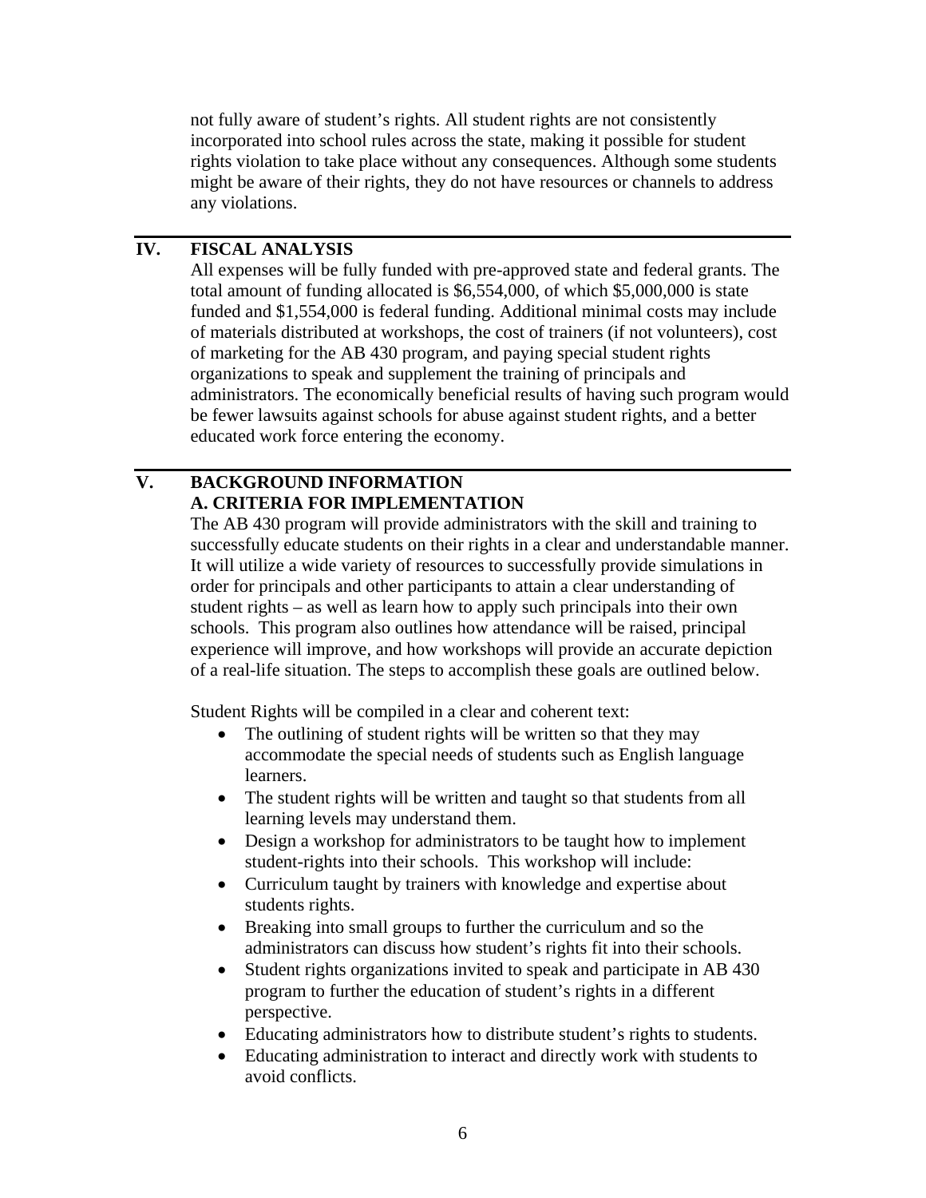not fully aware of student's rights. All student rights are not consistently incorporated into school rules across the state, making it possible for student rights violation to take place without any consequences. Although some students might be aware of their rights, they do not have resources or channels to address any violations.

## IV. FISCAL ANALYSIS

All expenses will be fully funded with pre-approved state and federal grants. The total amount of funding allocated is $6,554,000, of which $5,000,000 is state funded and $1,554,000 is federal funding. Additional minimal costs may include of materials distributed at workshops, the cost of trainers (if not volunteers), cost of marketing for the AB 430 program, and paying special student rights organizations to speak and supplement the training of principals and administrators. The economically beneficial results of having such program would be fewer lawsuits against schools for abuse against student rights, and a better educated work force entering the economy.

## V. BACKGROUND INFORMATION

### A. CRITERIA FOR IMPLEMENTATION

The AB 430 program will provide administrators with the skill and training to successfully educate students on their rights in a clear and understandable manner. It will utilize a wide variety of resources to successfully provide simulations in order for principals and other participants to attain a clear understanding of student rights – as well as learn how to apply such principals into their own schools. This program also outlines how attendance will be raised, principal experience will improve, and how workshops will provide an accurate depiction of a real-life situation. The steps to accomplish these goals are outlined below.

Student Rights will be compiled in a clear and coherent text:

- The outlining of student rights will be written so that they may accommodate the special needs of students such as English language learners.
- The student rights will be written and taught so that students from all learning levels may understand them.
- Design a workshop for administrators to be taught how to implement student-rights into their schools. This workshop will include:
- Curriculum taught by trainers with knowledge and expertise about students rights.
- Breaking into small groups to further the curriculum and so the administrators can discuss how student's rights fit into their schools.
- Student rights organizations invited to speak and participate in AB 430 program to further the education of student's rights in a different perspective.
- Educating administrators how to distribute student's rights to students.
- Educating administration to interact and directly work with students to avoid conflicts.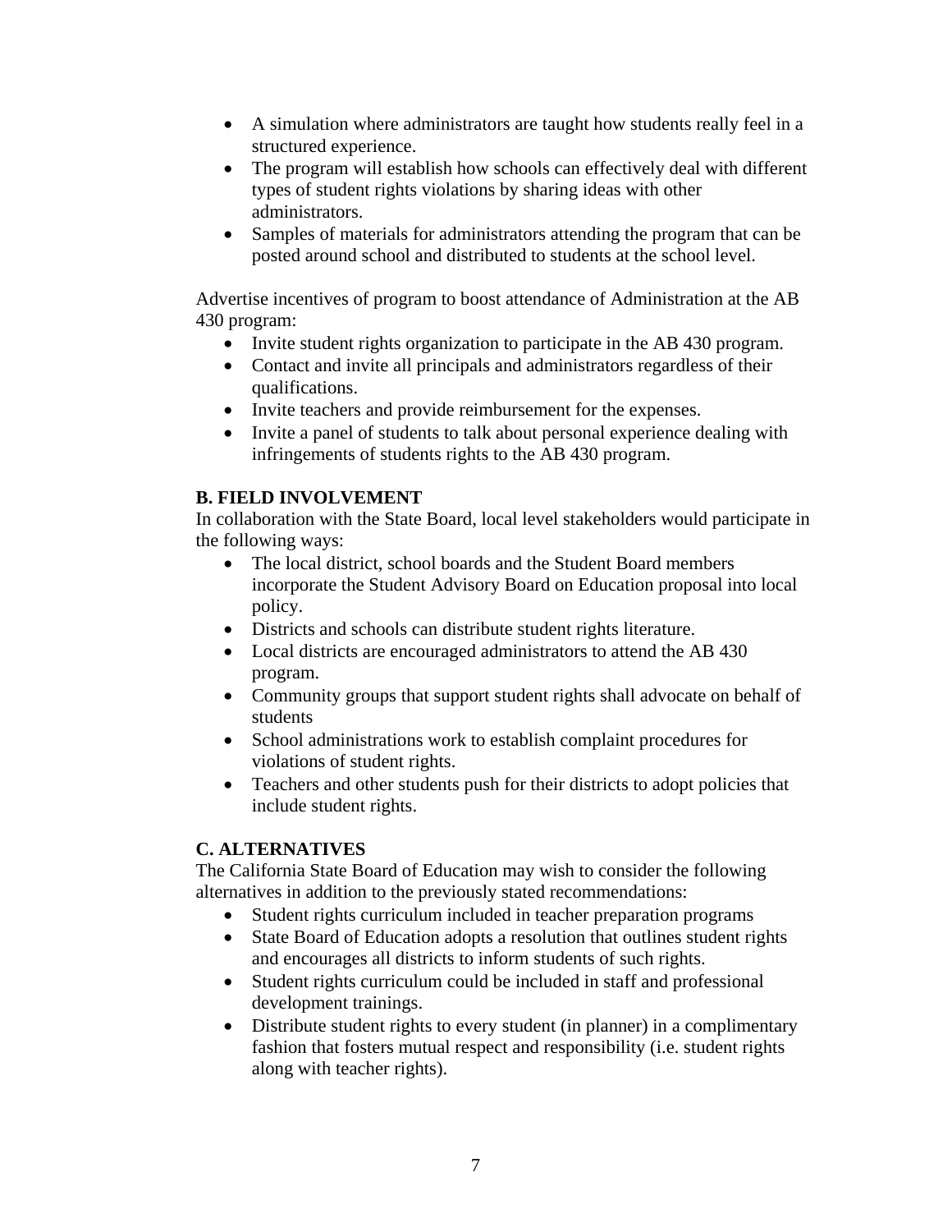- A simulation where administrators are taught how students really feel in a structured experience.
- The program will establish how schools can effectively deal with different types of student rights violations by sharing ideas with other administrators.
- Samples of materials for administrators attending the program that can be posted around school and distributed to students at the school level.

Advertise incentives of program to boost attendance of Administration at the AB 430 program:

- Invite student rights organization to participate in the AB 430 program.
- Contact and invite all principals and administrators regardless of their qualifications.
- Invite teachers and provide reimbursement for the expenses.
- Invite a panel of students to talk about personal experience dealing with infringements of students rights to the AB 430 program.

**B. FIELD INVOLVEMENT**

In collaboration with the State Board, local level stakeholders would participate in the following ways:

- The local district, school boards and the Student Board members incorporate the Student Advisory Board on Education proposal into local policy.
- Districts and schools can distribute student rights literature.
- Local districts are encouraged administrators to attend the AB 430 program.
- Community groups that support student rights shall advocate on behalf of students
- School administrations work to establish complaint procedures for violations of student rights.
- Teachers and other students push for their districts to adopt policies that include student rights.

**C. ALTERNATIVES**

The California State Board of Education may wish to consider the following alternatives in addition to the previously stated recommendations:

- Student rights curriculum included in teacher preparation programs
- State Board of Education adopts a resolution that outlines student rights and encourages all districts to inform students of such rights.
- Student rights curriculum could be included in staff and professional development trainings.
- Distribute student rights to every student (in planner) in a complimentary fashion that fosters mutual respect and responsibility (i.e. student rights along with teacher rights).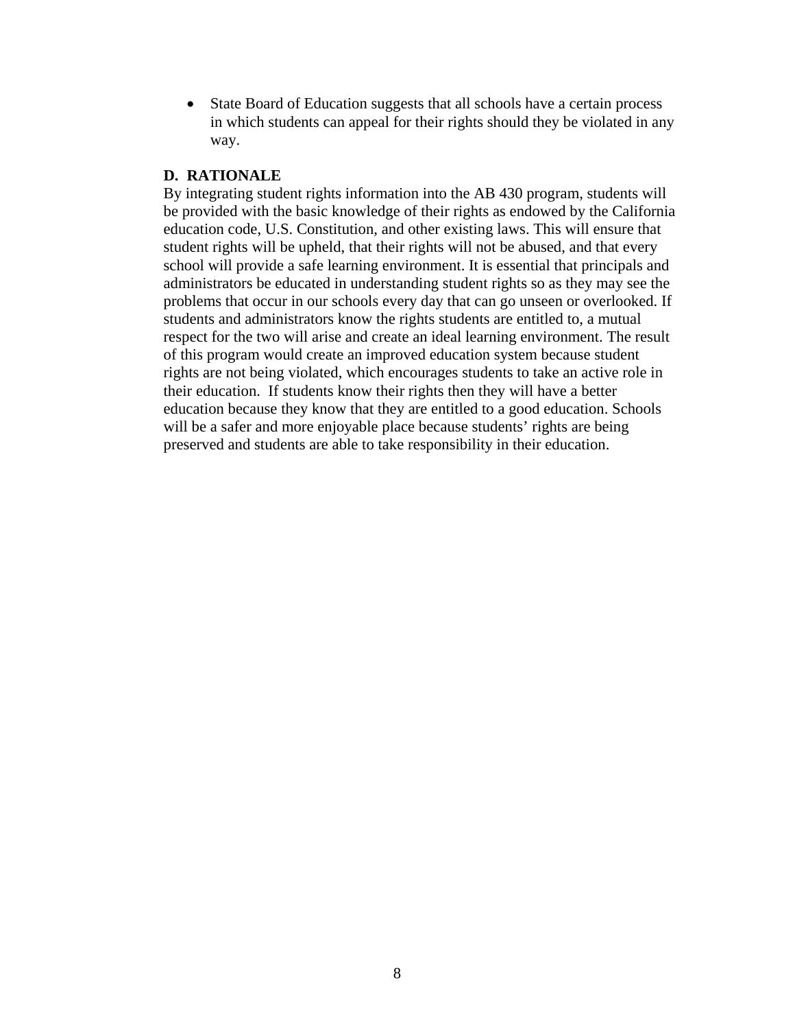- State Board of Education suggests that all schools have a certain process in which students can appeal for their rights should they be violated in any way.

**D. RATIONALE**

By integrating student rights information into the AB 430 program, students will be provided with the basic knowledge of their rights as endowed by the California education code, U.S. Constitution, and other existing laws. This will ensure that student rights will be upheld, that their rights will not be abused, and that every school will provide a safe learning environment. It is essential that principals and administrators be educated in understanding student rights so as they may see the problems that occur in our schools every day that can go unseen or overlooked. If students and administrators know the rights students are entitled to, a mutual respect for the two will arise and create an ideal learning environment. The result of this program would create an improved education system because student rights are not being violated, which encourages students to take an active role in their education. If students know their rights then they will have a better education because they know that they are entitled to a good education. Schools will be a safer and more enjoyable place because students' rights are being preserved and students are able to take responsibility in their education.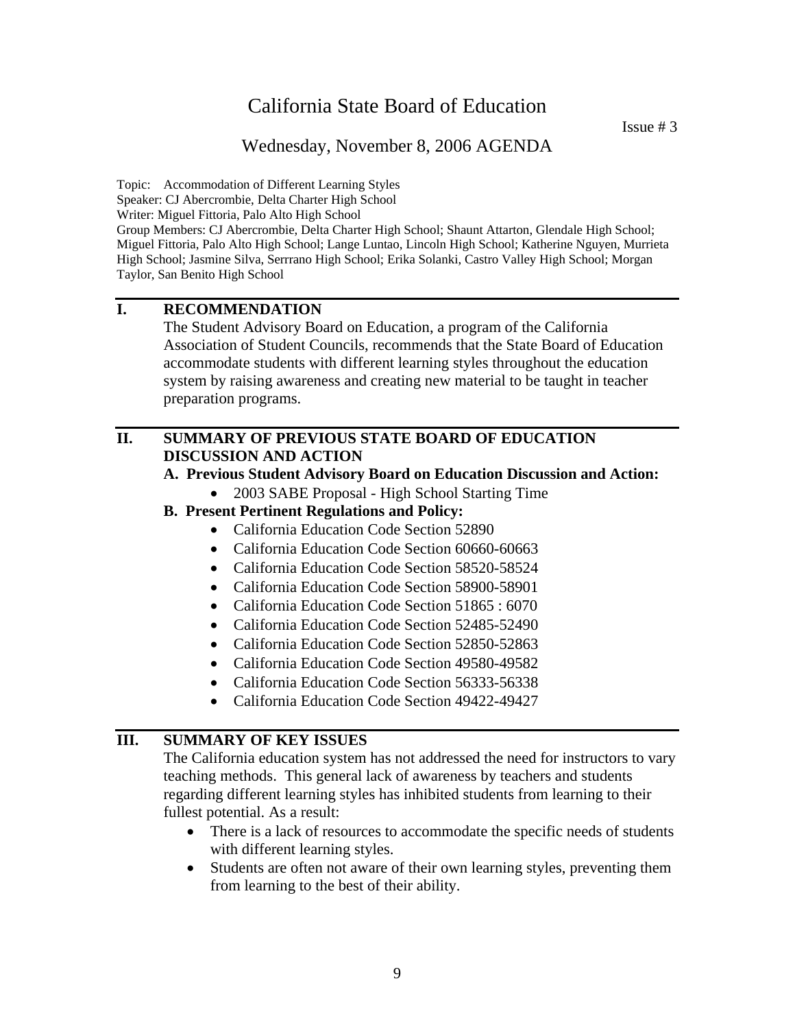# California State Board of Education

Issue # 3

## Wednesday, November 8, 2006 AGENDA

Topic: Accommodation of Different Learning Styles
Speaker: CJ Abercrombie, Delta Charter High School
Writer: Miguel Fittoria, Palo Alto High School
Group Members: CJ Abercrombie, Delta Charter High School; Shaunt Attarton, Glendale High School; Miguel Fittoria, Palo Alto High School; Lange Luntao, Lincoln High School; Katherine Nguyen, Murrieta High School; Jasmine Silva, Serrrano High School; Erika Solanki, Castro Valley High School; Morgan Taylor, San Benito High School

## I. RECOMMENDATION

The Student Advisory Board on Education, a program of the California Association of Student Councils, recommends that the State Board of Education accommodate students with different learning styles throughout the education system by raising awareness and creating new material to be taught in teacher preparation programs.

## II. SUMMARY OF PREVIOUS STATE BOARD OF EDUCATION DISCUSSION AND ACTION

**A. Previous Student Advisory Board on Education Discussion and Action:**

- 2003 SABE Proposal - High School Starting Time

**B. Present Pertinent Regulations and Policy:**

- California Education Code Section 52890
- California Education Code Section 60660-60663
- California Education Code Section 58520-58524
- California Education Code Section 58900-58901
- California Education Code Section 51865 : 6070
- California Education Code Section 52485-52490
- California Education Code Section 52850-52863
- California Education Code Section 49580-49582
- California Education Code Section 56333-56338
- California Education Code Section 49422-49427

## III. SUMMARY OF KEY ISSUES

The California education system has not addressed the need for instructors to vary teaching methods. This general lack of awareness by teachers and students regarding different learning styles has inhibited students from learning to their fullest potential. As a result:

- There is a lack of resources to accommodate the specific needs of students with different learning styles.
- Students are often not aware of their own learning styles, preventing them from learning to the best of their ability.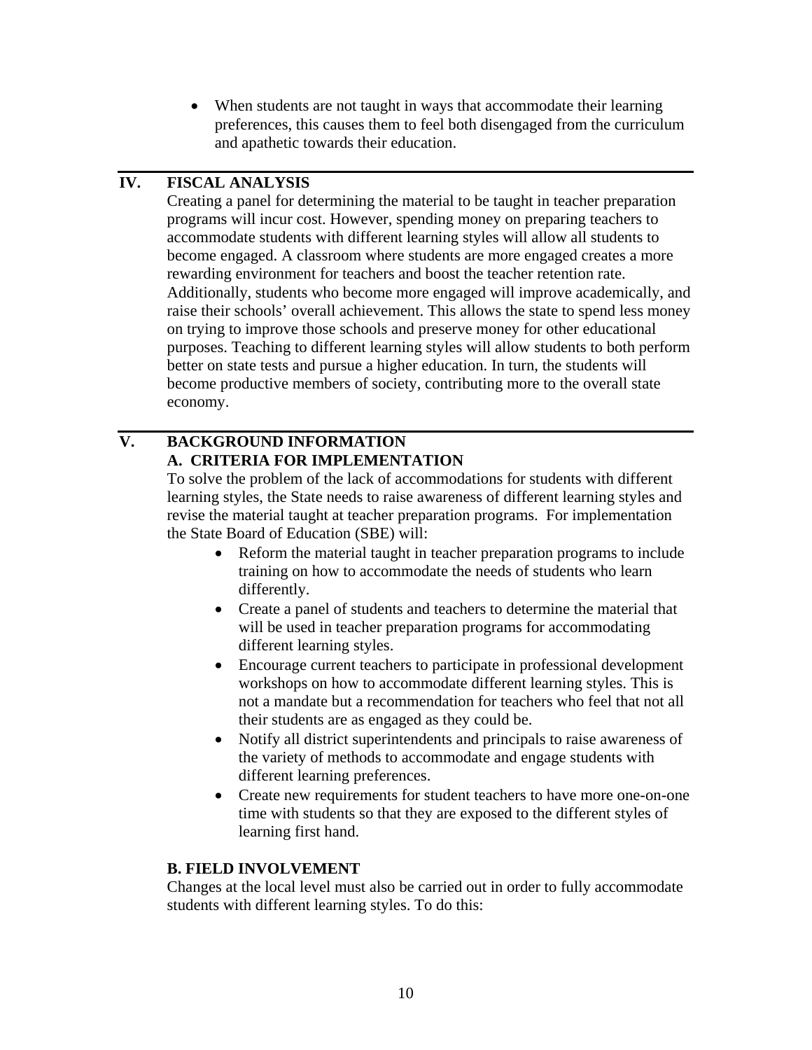- When students are not taught in ways that accommodate their learning preferences, this causes them to feel both disengaged from the curriculum and apathetic towards their education.

## IV. FISCAL ANALYSIS

Creating a panel for determining the material to be taught in teacher preparation programs will incur cost. However, spending money on preparing teachers to accommodate students with different learning styles will allow all students to become engaged. A classroom where students are more engaged creates a more rewarding environment for teachers and boost the teacher retention rate. Additionally, students who become more engaged will improve academically, and raise their schools' overall achievement. This allows the state to spend less money on trying to improve those schools and preserve money for other educational purposes. Teaching to different learning styles will allow students to both perform better on state tests and pursue a higher education. In turn, the students will become productive members of society, contributing more to the overall state economy.

## V. BACKGROUND INFORMATION

### A. CRITERIA FOR IMPLEMENTATION

To solve the problem of the lack of accommodations for students with different learning styles, the State needs to raise awareness of different learning styles and revise the material taught at teacher preparation programs. For implementation the State Board of Education (SBE) will:

- Reform the material taught in teacher preparation programs to include training on how to accommodate the needs of students who learn differently.
- Create a panel of students and teachers to determine the material that will be used in teacher preparation programs for accommodating different learning styles.
- Encourage current teachers to participate in professional development workshops on how to accommodate different learning styles. This is not a mandate but a recommendation for teachers who feel that not all their students are as engaged as they could be.
- Notify all district superintendents and principals to raise awareness of the variety of methods to accommodate and engage students with different learning preferences.
- Create new requirements for student teachers to have more one-on-one time with students so that they are exposed to the different styles of learning first hand.

### B. FIELD INVOLVEMENT

Changes at the local level must also be carried out in order to fully accommodate students with different learning styles. To do this: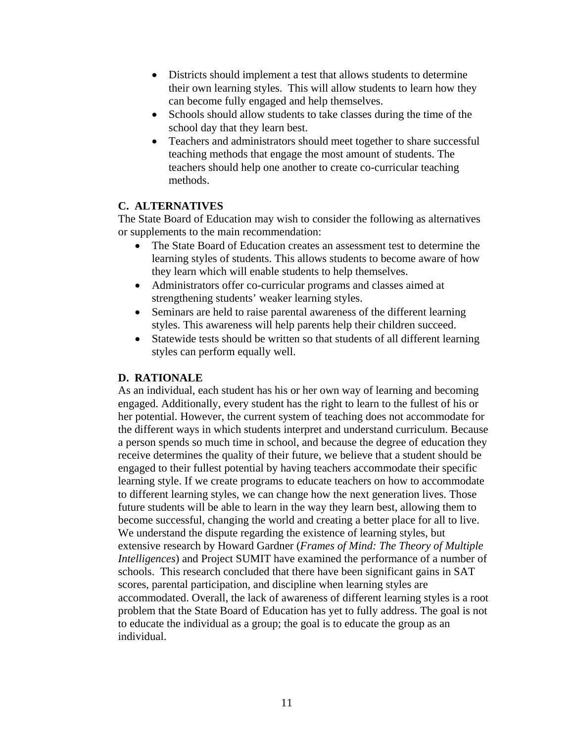- Districts should implement a test that allows students to determine their own learning styles.  This will allow students to learn how they can become fully engaged and help themselves.
- Schools should allow students to take classes during the time of the school day that they learn best.
- Teachers and administrators should meet together to share successful teaching methods that engage the most amount of students. The teachers should help one another to create co-curricular teaching methods.

### C.  ALTERNATIVES

The State Board of Education may wish to consider the following as alternatives or supplements to the main recommendation:

- The State Board of Education creates an assessment test to determine the learning styles of students. This allows students to become aware of how they learn which will enable students to help themselves.
- Administrators offer co-curricular programs and classes aimed at strengthening students' weaker learning styles.
- Seminars are held to raise parental awareness of the different learning styles. This awareness will help parents help their children succeed.
- Statewide tests should be written so that students of all different learning styles can perform equally well.

### D.  RATIONALE

As an individual, each student has his or her own way of learning and becoming engaged. Additionally, every student has the right to learn to the fullest of his or her potential. However, the current system of teaching does not accommodate for the different ways in which students interpret and understand curriculum. Because a person spends so much time in school, and because the degree of education they receive determines the quality of their future, we believe that a student should be engaged to their fullest potential by having teachers accommodate their specific learning style. If we create programs to educate teachers on how to accommodate to different learning styles, we can change how the next generation lives. Those future students will be able to learn in the way they learn best, allowing them to become successful, changing the world and creating a better place for all to live. We understand the dispute regarding the existence of learning styles, but extensive research by Howard Gardner (*Frames of Mind: The Theory of Multiple Intelligences*) and Project SUMIT have examined the performance of a number of schools.  This research concluded that there have been significant gains in SAT scores, parental participation, and discipline when learning styles are accommodated. Overall, the lack of awareness of different learning styles is a root problem that the State Board of Education has yet to fully address. The goal is not to educate the individual as a group; the goal is to educate the group as an individual.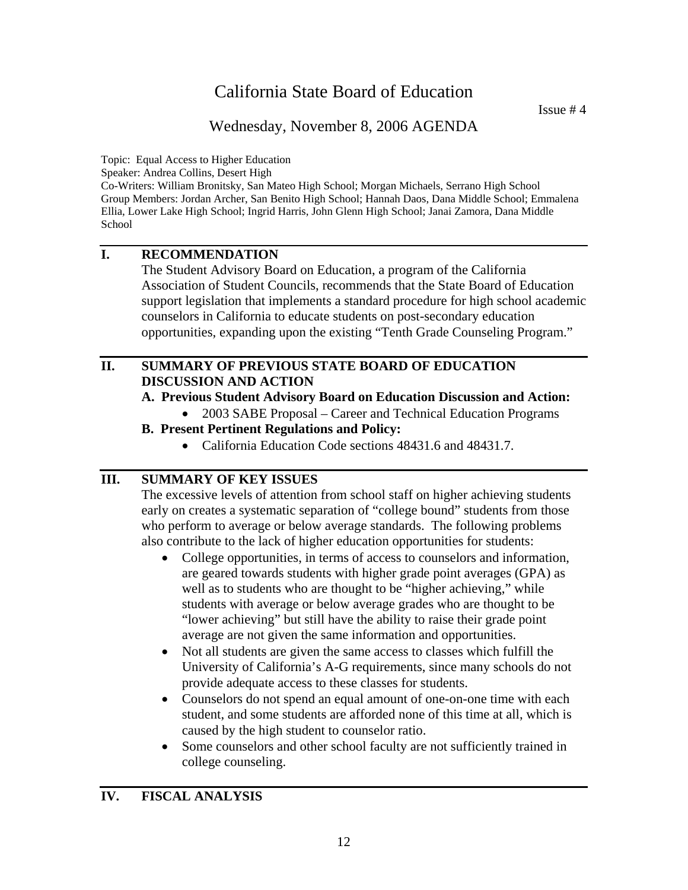# California State Board of Education

Issue # 4

## Wednesday, November 8, 2006 AGENDA

Topic: Equal Access to Higher Education
Speaker: Andrea Collins, Desert High
Co-Writers: William Bronitsky, San Mateo High School; Morgan Michaels, Serrano High School
Group Members: Jordan Archer, San Benito High School; Hannah Daos, Dana Middle School; Emmalena Ellia, Lower Lake High School; Ingrid Harris, John Glenn High School; Janai Zamora, Dana Middle School

---

### I. RECOMMENDATION

The Student Advisory Board on Education, a program of the California Association of Student Councils, recommends that the State Board of Education support legislation that implements a standard procedure for high school academic counselors in California to educate students on post-secondary education opportunities, expanding upon the existing "Tenth Grade Counseling Program."

---

### II. SUMMARY OF PREVIOUS STATE BOARD OF EDUCATION DISCUSSION AND ACTION

**A. Previous Student Advisory Board on Education Discussion and Action:**

- 2003 SABE Proposal – Career and Technical Education Programs

**B. Present Pertinent Regulations and Policy:**

- California Education Code sections 48431.6 and 48431.7.

---

### III. SUMMARY OF KEY ISSUES

The excessive levels of attention from school staff on higher achieving students early on creates a systematic separation of "college bound" students from those who perform to average or below average standards. The following problems also contribute to the lack of higher education opportunities for students:

- College opportunities, in terms of access to counselors and information, are geared towards students with higher grade point averages (GPA) as well as to students who are thought to be "higher achieving," while students with average or below average grades who are thought to be "lower achieving" but still have the ability to raise their grade point average are not given the same information and opportunities.
- Not all students are given the same access to classes which fulfill the University of California's A-G requirements, since many schools do not provide adequate access to these classes for students.
- Counselors do not spend an equal amount of one-on-one time with each student, and some students are afforded none of this time at all, which is caused by the high student to counselor ratio.
- Some counselors and other school faculty are not sufficiently trained in college counseling.

---

### IV. FISCAL ANALYSIS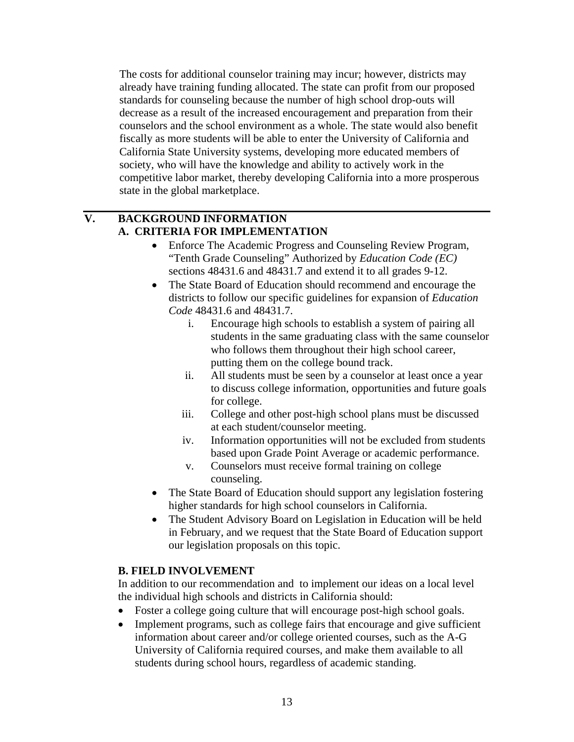The costs for additional counselor training may incur; however, districts may already have training funding allocated. The state can profit from our proposed standards for counseling because the number of high school drop-outs will decrease as a result of the increased encouragement and preparation from their counselors and the school environment as a whole. The state would also benefit fiscally as more students will be able to enter the University of California and California State University systems, developing more educated members of society, who will have the knowledge and ability to actively work in the competitive labor market, thereby developing California into a more prosperous state in the global marketplace.

---

## V. BACKGROUND INFORMATION

### A. CRITERIA FOR IMPLEMENTATION

- Enforce The Academic Progress and Counseling Review Program, "Tenth Grade Counseling" Authorized by *Education Code (EC)* sections 48431.6 and 48431.7 and extend it to all grades 9-12.
- The State Board of Education should recommend and encourage the districts to follow our specific guidelines for expansion of *Education Code* 48431.6 and 48431.7.
    i. Encourage high schools to establish a system of pairing all students in the same graduating class with the same counselor who follows them throughout their high school career, putting them on the college bound track.
    ii. All students must be seen by a counselor at least once a year to discuss college information, opportunities and future goals for college.
    iii. College and other post-high school plans must be discussed at each student/counselor meeting.
    iv. Information opportunities will not be excluded from students based upon Grade Point Average or academic performance.
    v. Counselors must receive formal training on college counseling.
- The State Board of Education should support any legislation fostering higher standards for high school counselors in California.
- The Student Advisory Board on Legislation in Education will be held in February, and we request that the State Board of Education support our legislation proposals on this topic.

### B. FIELD INVOLVEMENT

In addition to our recommendation and to implement our ideas on a local level the individual high schools and districts in California should:

- Foster a college going culture that will encourage post-high school goals.
- Implement programs, such as college fairs that encourage and give sufficient information about career and/or college oriented courses, such as the A-G University of California required courses, and make them available to all students during school hours, regardless of academic standing.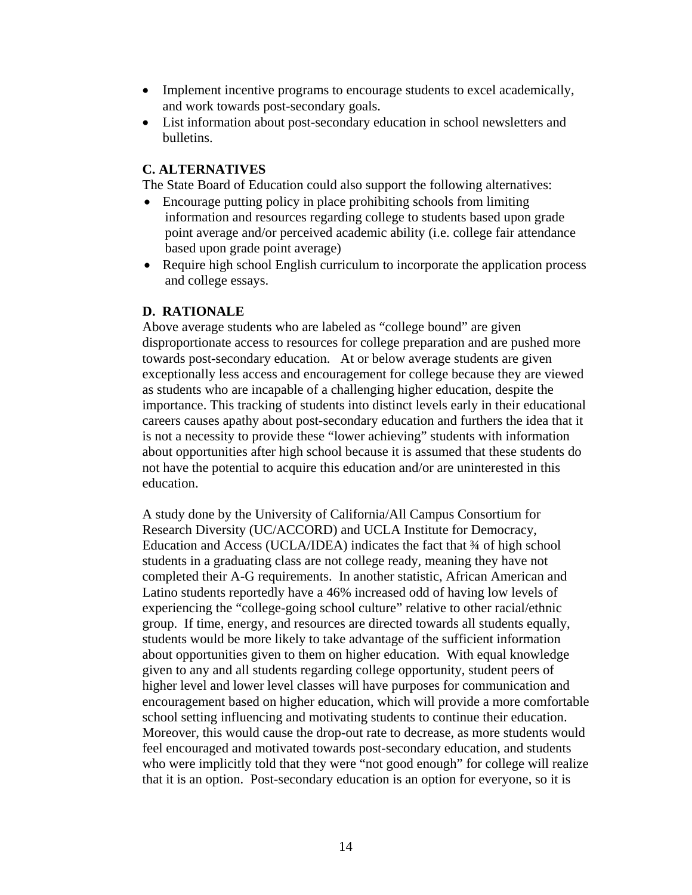- Implement incentive programs to encourage students to excel academically, and work towards post-secondary goals.
- List information about post-secondary education in school newsletters and bulletins.

**C. ALTERNATIVES**

The State Board of Education could also support the following alternatives:

- Encourage putting policy in place prohibiting schools from limiting information and resources regarding college to students based upon grade point average and/or perceived academic ability (i.e. college fair attendance based upon grade point average)
- Require high school English curriculum to incorporate the application process and college essays.

**D. RATIONALE**

Above average students who are labeled as "college bound" are given disproportionate access to resources for college preparation and are pushed more towards post-secondary education. At or below average students are given exceptionally less access and encouragement for college because they are viewed as students who are incapable of a challenging higher education, despite the importance. This tracking of students into distinct levels early in their educational careers causes apathy about post-secondary education and furthers the idea that it is not a necessity to provide these "lower achieving" students with information about opportunities after high school because it is assumed that these students do not have the potential to acquire this education and/or are uninterested in this education.

A study done by the University of California/All Campus Consortium for Research Diversity (UC/ACCORD) and UCLA Institute for Democracy, Education and Access (UCLA/IDEA) indicates the fact that ¾ of high school students in a graduating class are not college ready, meaning they have not completed their A-G requirements. In another statistic, African American and Latino students reportedly have a 46% increased odd of having low levels of experiencing the "college-going school culture" relative to other racial/ethnic group. If time, energy, and resources are directed towards all students equally, students would be more likely to take advantage of the sufficient information about opportunities given to them on higher education. With equal knowledge given to any and all students regarding college opportunity, student peers of higher level and lower level classes will have purposes for communication and encouragement based on higher education, which will provide a more comfortable school setting influencing and motivating students to continue their education. Moreover, this would cause the drop-out rate to decrease, as more students would feel encouraged and motivated towards post-secondary education, and students who were implicitly told that they were "not good enough" for college will realize that it is an option. Post-secondary education is an option for everyone, so it is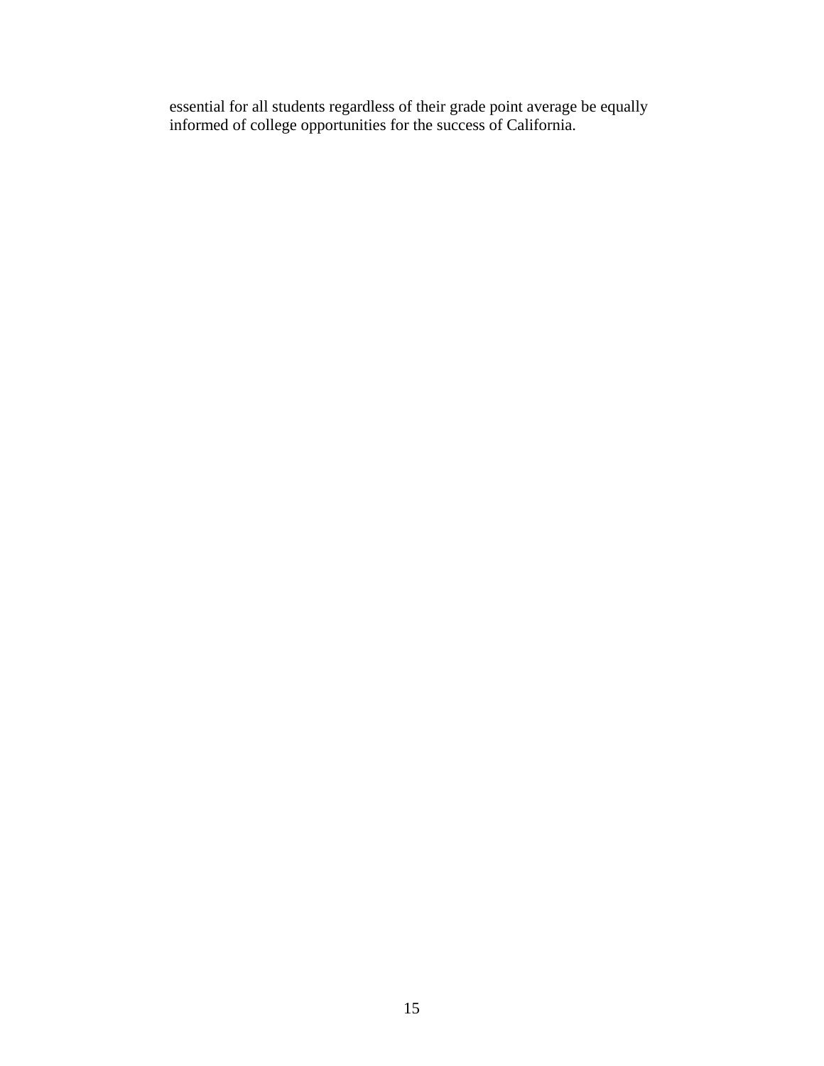essential for all students regardless of their grade point average be equally informed of college opportunities for the success of California.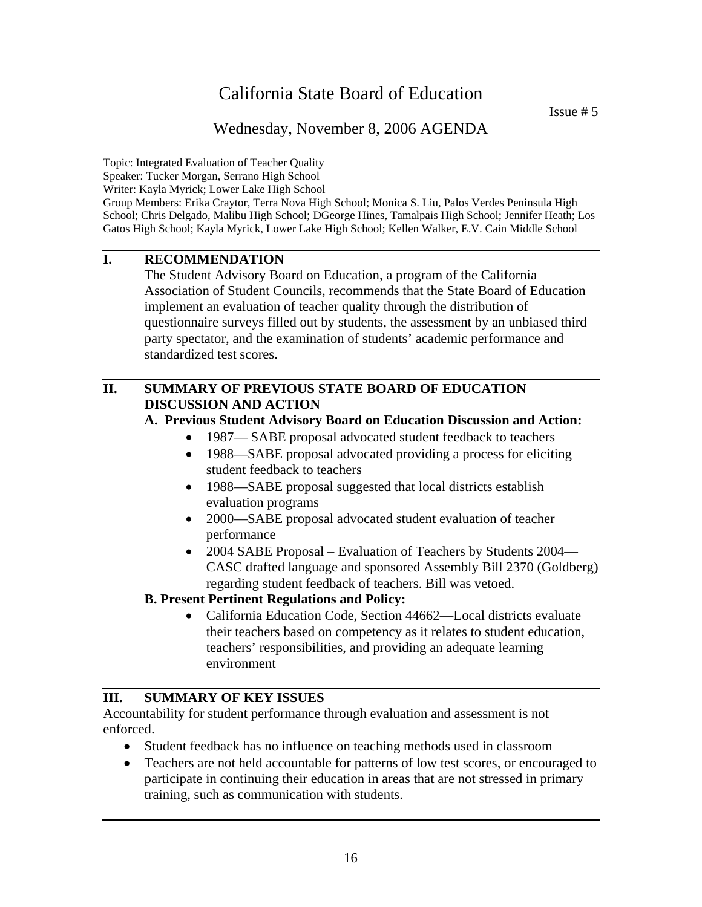# California State Board of Education

Issue # 5

## Wednesday, November 8, 2006 AGENDA

Topic: Integrated Evaluation of Teacher Quality
Speaker: Tucker Morgan, Serrano High School
Writer: Kayla Myrick; Lower Lake High School
Group Members: Erika Craytor, Terra Nova High School; Monica S. Liu, Palos Verdes Peninsula High School; Chris Delgado, Malibu High School; DGeorge Hines, Tamalpais High School; Jennifer Heath; Los Gatos High School; Kayla Myrick, Lower Lake High School; Kellen Walker, E.V. Cain Middle School

---

## I. RECOMMENDATION

The Student Advisory Board on Education, a program of the California Association of Student Councils, recommends that the State Board of Education implement an evaluation of teacher quality through the distribution of questionnaire surveys filled out by students, the assessment by an unbiased third party spectator, and the examination of students' academic performance and standardized test scores.

---

## II. SUMMARY OF PREVIOUS STATE BOARD OF EDUCATION DISCUSSION AND ACTION

**A. Previous Student Advisory Board on Education Discussion and Action:**

- 1987— SABE proposal advocated student feedback to teachers
- 1988—SABE proposal advocated providing a process for eliciting student feedback to teachers
- 1988—SABE proposal suggested that local districts establish evaluation programs
- 2000—SABE proposal advocated student evaluation of teacher performance
- 2004 SABE Proposal – Evaluation of Teachers by Students 2004—CASC drafted language and sponsored Assembly Bill 2370 (Goldberg) regarding student feedback of teachers. Bill was vetoed.

**B. Present Pertinent Regulations and Policy:**

- California Education Code, Section 44662—Local districts evaluate their teachers based on competency as it relates to student education, teachers' responsibilities, and providing an adequate learning environment

---

## III. SUMMARY OF KEY ISSUES

Accountability for student performance through evaluation and assessment is not enforced.

- Student feedback has no influence on teaching methods used in classroom
- Teachers are not held accountable for patterns of low test scores, or encouraged to participate in continuing their education in areas that are not stressed in primary training, such as communication with students.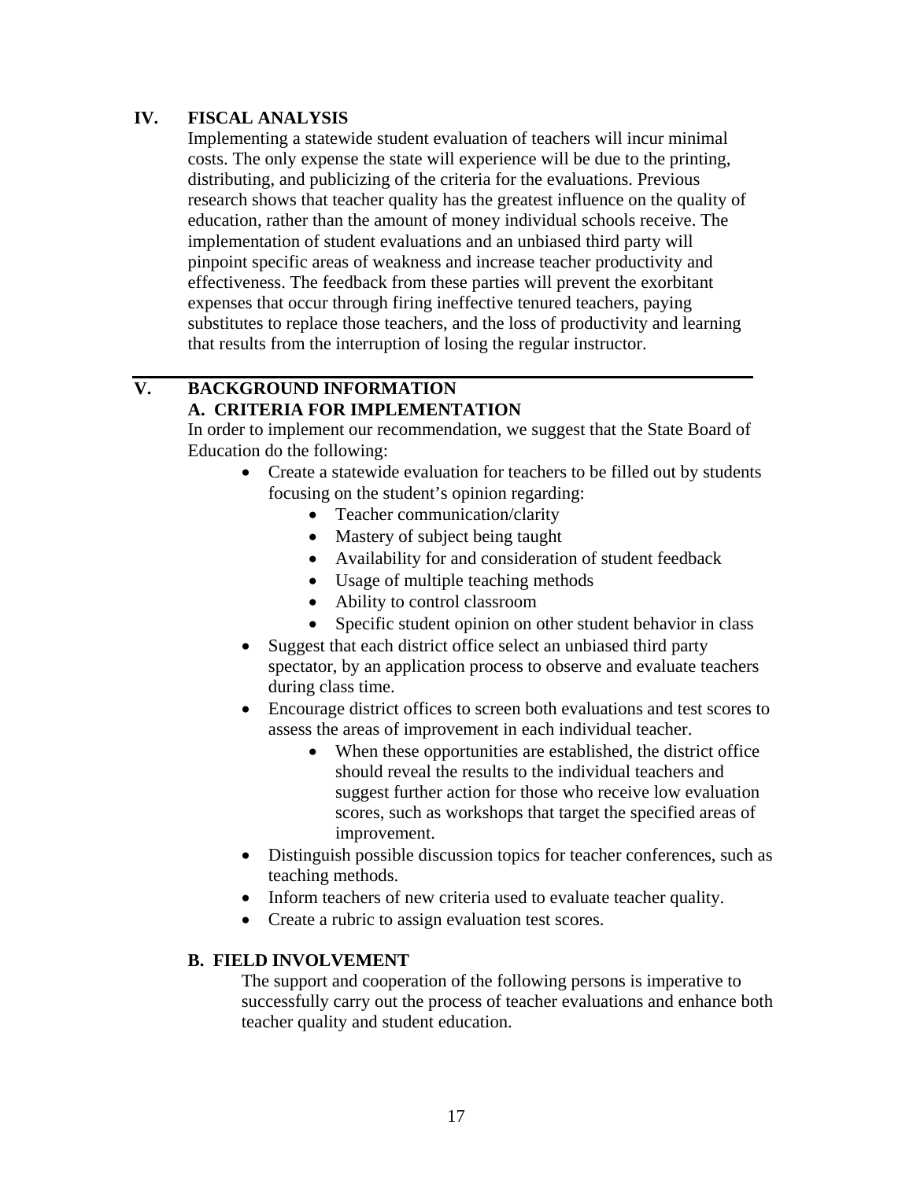## IV. FISCAL ANALYSIS

Implementing a statewide student evaluation of teachers will incur minimal costs. The only expense the state will experience will be due to the printing, distributing, and publicizing of the criteria for the evaluations. Previous research shows that teacher quality has the greatest influence on the quality of education, rather than the amount of money individual schools receive. The implementation of student evaluations and an unbiased third party will pinpoint specific areas of weakness and increase teacher productivity and effectiveness. The feedback from these parties will prevent the exorbitant expenses that occur through firing ineffective tenured teachers, paying substitutes to replace those teachers, and the loss of productivity and learning that results from the interruption of losing the regular instructor.

---

## V. BACKGROUND INFORMATION

### A. CRITERIA FOR IMPLEMENTATION

In order to implement our recommendation, we suggest that the State Board of Education do the following:

- Create a statewide evaluation for teachers to be filled out by students focusing on the student's opinion regarding:
  - Teacher communication/clarity
  - Mastery of subject being taught
  - Availability for and consideration of student feedback
  - Usage of multiple teaching methods
  - Ability to control classroom
  - Specific student opinion on other student behavior in class
- Suggest that each district office select an unbiased third party spectator, by an application process to observe and evaluate teachers during class time.
- Encourage district offices to screen both evaluations and test scores to assess the areas of improvement in each individual teacher.
  - When these opportunities are established, the district office should reveal the results to the individual teachers and suggest further action for those who receive low evaluation scores, such as workshops that target the specified areas of improvement.
- Distinguish possible discussion topics for teacher conferences, such as teaching methods.
- Inform teachers of new criteria used to evaluate teacher quality.
- Create a rubric to assign evaluation test scores.

### B. FIELD INVOLVEMENT

The support and cooperation of the following persons is imperative to successfully carry out the process of teacher evaluations and enhance both teacher quality and student education.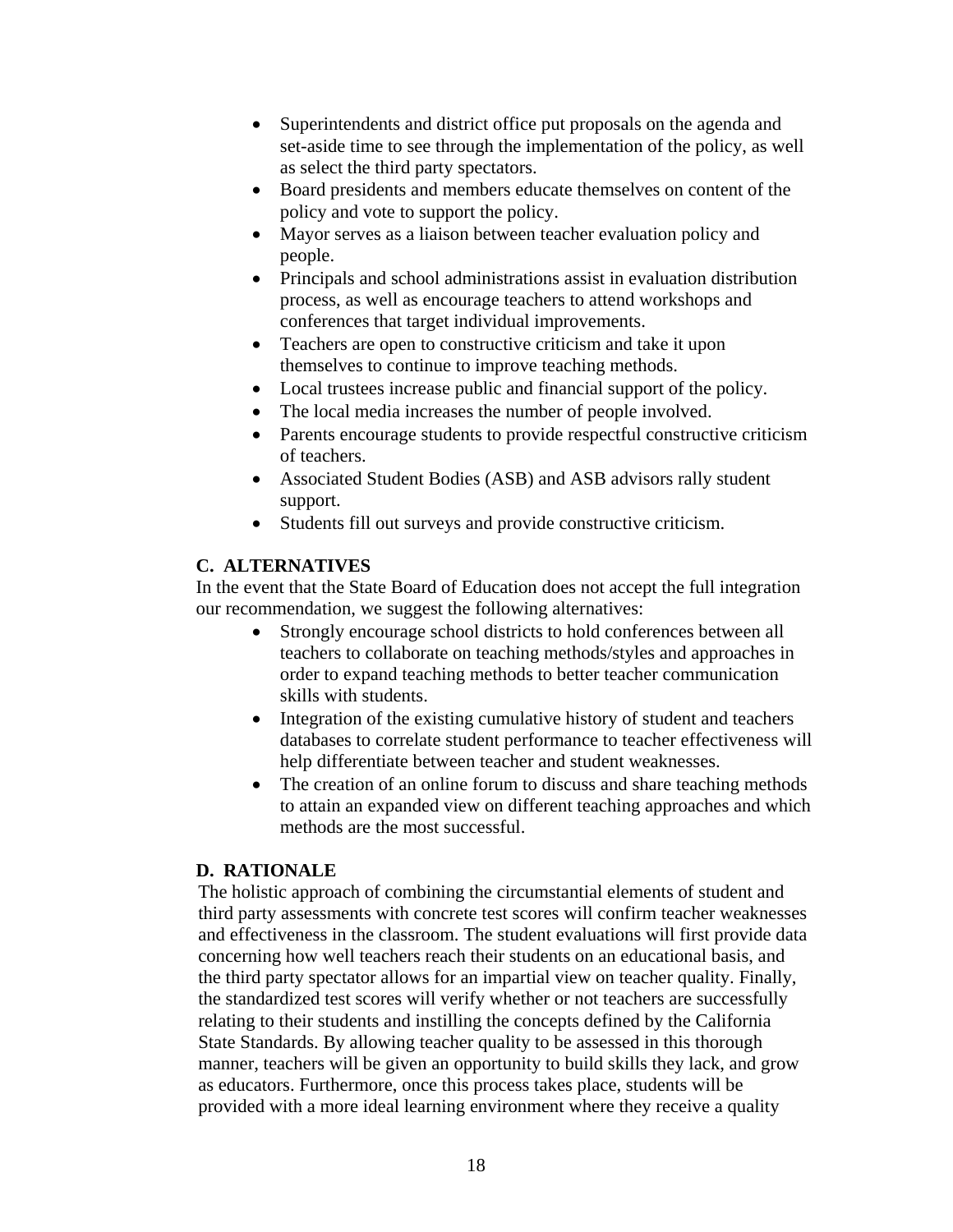- Superintendents and district office put proposals on the agenda and set-aside time to see through the implementation of the policy, as well as select the third party spectators.
- Board presidents and members educate themselves on content of the policy and vote to support the policy.
- Mayor serves as a liaison between teacher evaluation policy and people.
- Principals and school administrations assist in evaluation distribution process, as well as encourage teachers to attend workshops and conferences that target individual improvements.
- Teachers are open to constructive criticism and take it upon themselves to continue to improve teaching methods.
- Local trustees increase public and financial support of the policy.
- The local media increases the number of people involved.
- Parents encourage students to provide respectful constructive criticism of teachers.
- Associated Student Bodies (ASB) and ASB advisors rally student support.
- Students fill out surveys and provide constructive criticism.

## C. ALTERNATIVES

In the event that the State Board of Education does not accept the full integration our recommendation, we suggest the following alternatives:

- Strongly encourage school districts to hold conferences between all teachers to collaborate on teaching methods/styles and approaches in order to expand teaching methods to better teacher communication skills with students.
- Integration of the existing cumulative history of student and teachers databases to correlate student performance to teacher effectiveness will help differentiate between teacher and student weaknesses.
- The creation of an online forum to discuss and share teaching methods to attain an expanded view on different teaching approaches and which methods are the most successful.

## D. RATIONALE

The holistic approach of combining the circumstantial elements of student and third party assessments with concrete test scores will confirm teacher weaknesses and effectiveness in the classroom. The student evaluations will first provide data concerning how well teachers reach their students on an educational basis, and the third party spectator allows for an impartial view on teacher quality. Finally, the standardized test scores will verify whether or not teachers are successfully relating to their students and instilling the concepts defined by the California State Standards. By allowing teacher quality to be assessed in this thorough manner, teachers will be given an opportunity to build skills they lack, and grow as educators. Furthermore, once this process takes place, students will be provided with a more ideal learning environment where they receive a quality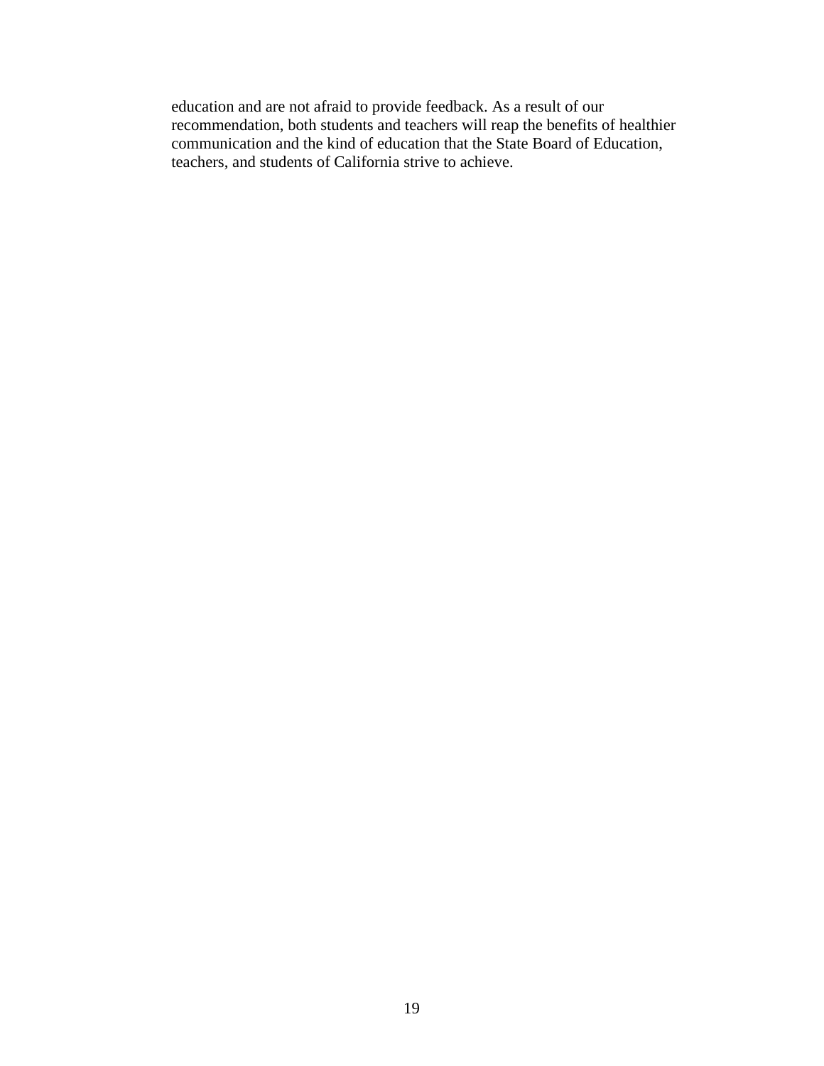education and are not afraid to provide feedback. As a result of our recommendation, both students and teachers will reap the benefits of healthier communication and the kind of education that the State Board of Education, teachers, and students of California strive to achieve.